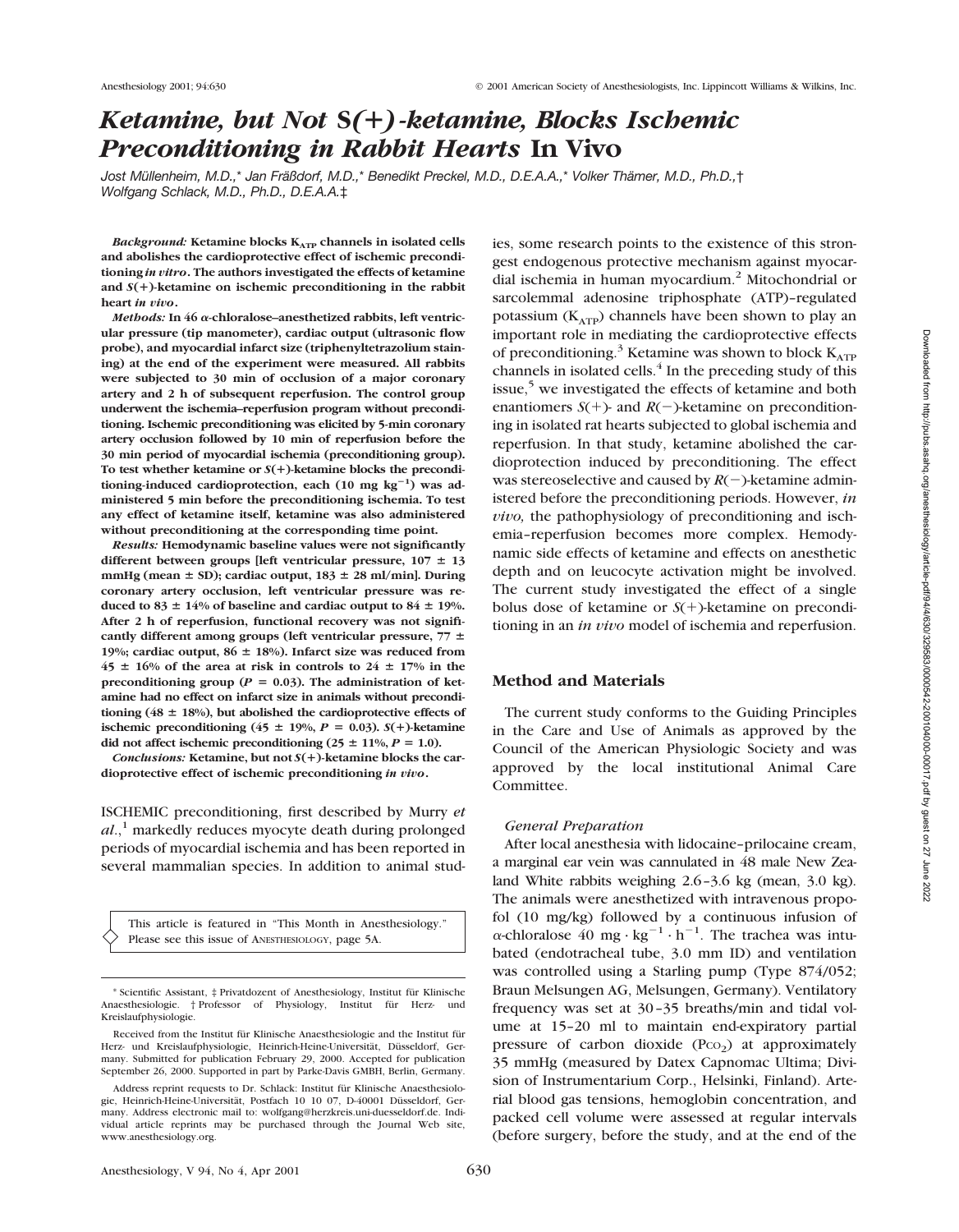# *Ketamine, but Not S(+)-ketamine, Blocks Ischemic Preconditioning in Rabbit Hearts* In Vivo

*Jost Müllenheim, M.D.,\* Jan Fräßdorf, M.D.,\* Benedikt Preckel, M.D., D.E.A.A.,\* Volker Thämer, M.D., Ph.D.,† Wolfgang Schlack, M.D., Ph.D., D.E.A.A.‡*

***Background:*** **Ketamine blocks $K_{ATP}$ channels in isolated cells and abolishes the cardioprotective effect of ischemic preconditioning *in vitro*. The authors investigated the effects of ketamine and *S*(+)-ketamine on ischemic preconditioning in the rabbit heart *in vivo*.**

***Methods:*** **In 46 α-chloralose–anesthetized rabbits, left ventricular pressure (tip manometer), cardiac output (ultrasonic flow probe), and myocardial infarct size (triphenyltetrazolium staining) at the end of the experiment were measured. All rabbits were subjected to 30 min of occlusion of a major coronary artery and 2 h of subsequent reperfusion. The control group underwent the ischemia–reperfusion program without preconditioning. Ischemic preconditioning was elicited by 5-min coronary artery occlusion followed by 10 min of reperfusion before the 30 min period of myocardial ischemia (preconditioning group). To test whether ketamine or *S*(+)-ketamine blocks the preconditioning-induced cardioprotection, each (10 mg $kg^{-1}$) was administered 5 min before the preconditioning ischemia. To test any effect of ketamine itself, ketamine was also administered without preconditioning at the corresponding time point.**

***Results:*** **Hemodynamic baseline values were not significantly different between groups [left ventricular pressure, 107 ± 13 mmHg (mean ± SD); cardiac output, 183 ± 28 ml/min]. During coronary artery occlusion, left ventricular pressure was reduced to 83 ± 14% of baseline and cardiac output to 84 ± 19%. After 2 h of reperfusion, functional recovery was not significantly different among groups (left ventricular pressure, 77 ± 19%; cardiac output, 86 ± 18%). Infarct size was reduced from 45 ± 16% of the area at risk in controls to 24 ± 17% in the preconditioning group ($P$ = 0.03). The administration of ketamine had no effect on infarct size in animals without preconditioning (48 ± 18%), but abolished the cardioprotective effects of ischemic preconditioning (45 ± 19%, $P$ = 0.03). *S*(+)-ketamine did not affect ischemic preconditioning (25 ± 11%, $P$ = 1.0).**

***Conclusions:*** **Ketamine, but not *S*(+)-ketamine blocks the cardioprotective effect of ischemic preconditioning *in vivo*.**

ISCHEMIC preconditioning, first described by Murry *et al.*,[1] markedly reduces myocyte death during prolonged periods of myocardial ischemia and has been reported in several mammalian species. In addition to animal studies, some research points to the existence of this strongest endogenous protective mechanism against myocardial ischemia in human myocardium.[2] Mitochondrial or sarcolemmal adenosine triphosphate (ATP)–regulated potassium ($K_{ATP}$) channels have been shown to play an important role in mediating the cardioprotective effects of preconditioning.[3] Ketamine was shown to block $K_{ATP}$ channels in isolated cells.[4] In the preceding study of this issue,[5] we investigated the effects of ketamine and both enantiomers *S*(+)- and *R*(−)-ketamine on preconditioning in isolated rat hearts subjected to global ischemia and reperfusion. In that study, ketamine abolished the cardioprotection induced by preconditioning. The effect was stereoselective and caused by *R*(−)-ketamine administered before the preconditioning periods. However, *in vivo,* the pathophysiology of preconditioning and ischemia–reperfusion becomes more complex. Hemodynamic side effects of ketamine and effects on anesthetic depth and on leucocyte activation might be involved. The current study investigated the effect of a single bolus dose of ketamine or *S*(+)-ketamine on preconditioning in an *in vivo* model of ischemia and reperfusion.

This article is featured in "This Month in Anesthesiology." Please see this issue of ANESTHESIOLOGY, page 5A.

\* Scientific Assistant, ‡ Privatdozent of Anesthesiology, Institut für Klinische Anaesthesiologie. † Professor of Physiology, Institut für Herz- und Kreislaufphysiologie.

Received from the Institut für Klinische Anaesthesiologie and the Institut für Herz- und Kreislaufphysiologie, Heinrich-Heine-Universität, Düsseldorf, Germany. Submitted for publication February 29, 2000. Accepted for publication September 26, 2000. Supported in part by Parke-Davis GMBH, Berlin, Germany.

Address reprint requests to Dr. Schlack: Institut für Klinische Anaesthesiologie, Heinrich-Heine-Universität, Postfach 10 10 07, D-40001 Düsseldorf, Germany. Address electronic mail to: wolfgang@herzkreis.uni-duesseldorf.de. Individual article reprints may be purchased through the Journal Web site, www.anesthesiology.org.

## Method and Materials

The current study conforms to the Guiding Principles in the Care and Use of Animals as approved by the Council of the American Physiologic Society and was approved by the local institutional Animal Care Committee.

### *General Preparation*

After local anesthesia with lidocaine–prilocaine cream, a marginal ear vein was cannulated in 48 male New Zealand White rabbits weighing 2.6–3.6 kg (mean, 3.0 kg). The animals were anesthetized with intravenous propofol (10 mg/kg) followed by a continuous infusion of α-chloralose 40 mg · $kg^{-1}$ · $h^{-1}$. The trachea was intubated (endotracheal tube, 3.0 mm ID) and ventilation was controlled using a Starling pump (Type 874/052; Braun Melsungen AG, Melsungen, Germany). Ventilatory frequency was set at 30–35 breaths/min and tidal volume at 15–20 ml to maintain end-expiratory partial pressure of carbon dioxide ($P_{CO_2}$) at approximately 35 mmHg (measured by Datex Capnomac Ultima; Division of Instrumentarium Corp., Helsinki, Finland). Arterial blood gas tensions, hemoglobin concentration, and packed cell volume were assessed at regular intervals (before surgery, before the study, and at the end of the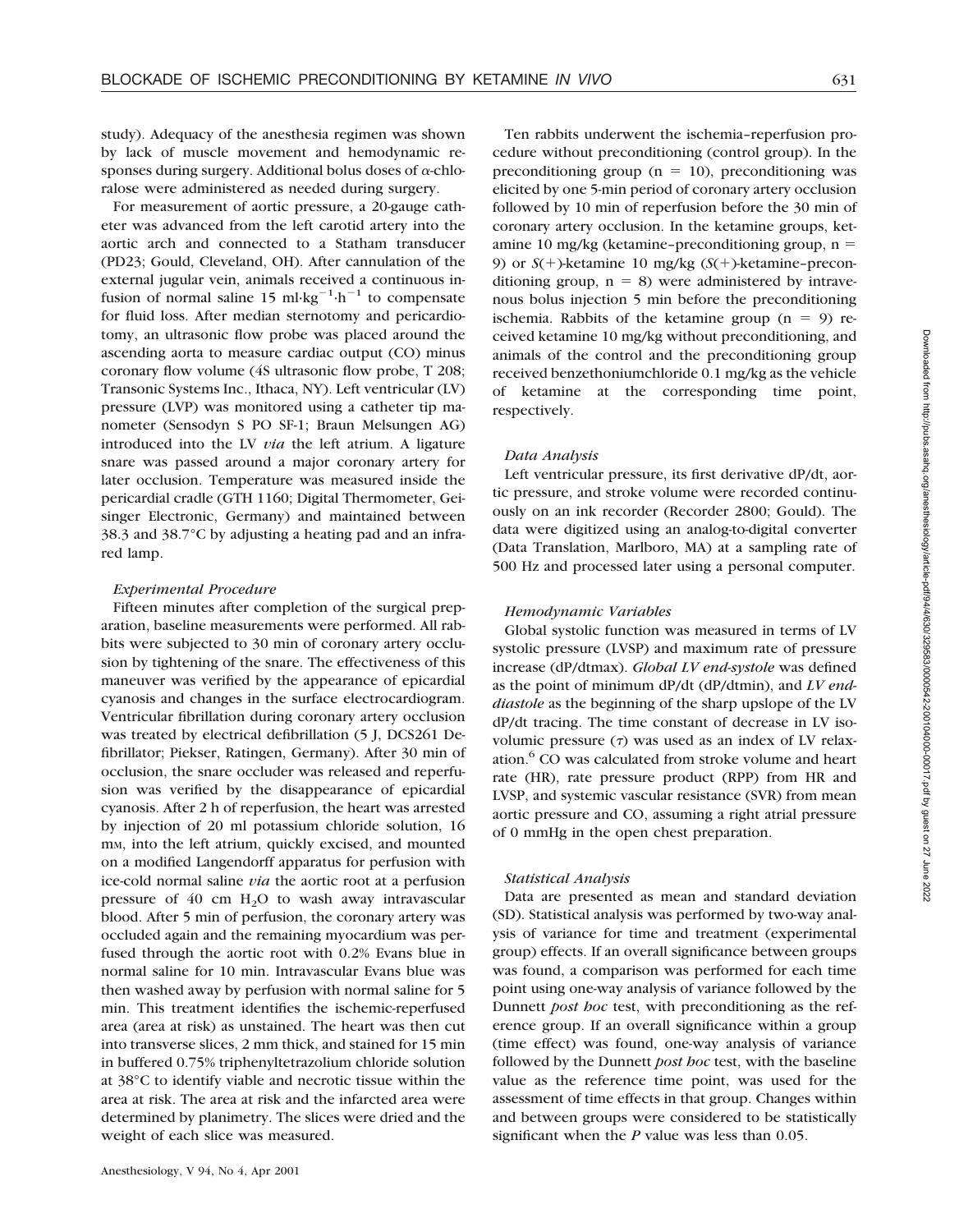study). Adequacy of the anesthesia regimen was shown by lack of muscle movement and hemodynamic responses during surgery. Additional bolus doses of α-chloralose were administered as needed during surgery.

For measurement of aortic pressure, a 20-gauge catheter was advanced from the left carotid artery into the aortic arch and connected to a Statham transducer (PD23; Gould, Cleveland, OH). After cannulation of the external jugular vein, animals received a continuous infusion of normal saline 15 $ml \cdot kg^{-1} \cdot h^{-1}$ to compensate for fluid loss. After median sternotomy and pericardiotomy, an ultrasonic flow probe was placed around the ascending aorta to measure cardiac output (CO) minus coronary flow volume (4S ultrasonic flow probe, T 208; Transonic Systems Inc., Ithaca, NY). Left ventricular (LV) pressure (LVP) was monitored using a catheter tip manometer (Sensodyn S PO SF-1; Braun Melsungen AG) introduced into the LV *via* the left atrium. A ligature snare was passed around a major coronary artery for later occlusion. Temperature was measured inside the pericardial cradle (GTH 1160; Digital Thermometer, Geisinger Electronic, Germany) and maintained between 38.3 and 38.7°C by adjusting a heating pad and an infrared lamp.

### *Experimental Procedure*

Fifteen minutes after completion of the surgical preparation, baseline measurements were performed. All rabbits were subjected to 30 min of coronary artery occlusion by tightening of the snare. The effectiveness of this maneuver was verified by the appearance of epicardial cyanosis and changes in the surface electrocardiogram. Ventricular fibrillation during coronary artery occlusion was treated by electrical defibrillation (5 J, DCS261 Defibrillator; Piekser, Ratingen, Germany). After 30 min of occlusion, the snare occluder was released and reperfusion was verified by the disappearance of epicardial cyanosis. After 2 h of reperfusion, the heart was arrested by injection of 20 ml potassium chloride solution, 16 mM, into the left atrium, quickly excised, and mounted on a modified Langendorff apparatus for perfusion with ice-cold normal saline *via* the aortic root at a perfusion pressure of 40 cm $H_2O$ to wash away intravascular blood. After 5 min of perfusion, the coronary artery was occluded again and the remaining myocardium was perfused through the aortic root with 0.2% Evans blue in normal saline for 10 min. Intravascular Evans blue was then washed away by perfusion with normal saline for 5 min. This treatment identifies the ischemic-reperfused area (area at risk) as unstained. The heart was then cut into transverse slices, 2 mm thick, and stained for 15 min in buffered 0.75% triphenyltetrazolium chloride solution at 38°C to identify viable and necrotic tissue within the area at risk. The area at risk and the infarcted area were determined by planimetry. The slices were dried and the weight of each slice was measured.

Ten rabbits underwent the ischemia–reperfusion procedure without preconditioning (control group). In the preconditioning group ($n = 10$), preconditioning was elicited by one 5-min period of coronary artery occlusion followed by 10 min of reperfusion before the 30 min of coronary artery occlusion. In the ketamine groups, ketamine 10 mg/kg (ketamine–preconditioning group, $n = 9$) or *S*(+)-ketamine 10 mg/kg (*S*(+)-ketamine–preconditioning group, $n = 8$) were administered by intravenous bolus injection 5 min before the preconditioning ischemia. Rabbits of the ketamine group ($n = 9$) received ketamine 10 mg/kg without preconditioning, and animals of the control and the preconditioning group received benzethoniumchloride 0.1 mg/kg as the vehicle of ketamine at the corresponding time point, respectively.

### *Data Analysis*

Left ventricular pressure, its first derivative dP/dt, aortic pressure, and stroke volume were recorded continuously on an ink recorder (Recorder 2800; Gould). The data were digitized using an analog-to-digital converter (Data Translation, Marlboro, MA) at a sampling rate of 500 Hz and processed later using a personal computer.

### *Hemodynamic Variables*

Global systolic function was measured in terms of LV systolic pressure (LVSP) and maximum rate of pressure increase ($dP/dt_{max}$). *Global LV end-systole* was defined as the point of minimum dP/dt ($dP/dt_{min}$), and *LV end-diastole* as the beginning of the sharp upslope of the LV dP/dt tracing. The time constant of decrease in LV isovolumic pressure ($\tau$) was used as an index of LV relaxation.[6] CO was calculated from stroke volume and heart rate (HR), rate pressure product (RPP) from HR and LVSP, and systemic vascular resistance (SVR) from mean aortic pressure and CO, assuming a right atrial pressure of 0 mmHg in the open chest preparation.

### *Statistical Analysis*

Data are presented as mean and standard deviation (SD). Statistical analysis was performed by two-way analysis of variance for time and treatment (experimental group) effects. If an overall significance between groups was found, a comparison was performed for each time point using one-way analysis of variance followed by the Dunnett *post hoc* test, with preconditioning as the reference group. If an overall significance within a group (time effect) was found, one-way analysis of variance followed by the Dunnett *post hoc* test, with the baseline value as the reference time point, was used for the assessment of time effects in that group. Changes within and between groups were considered to be statistically significant when the $P$ value was less than 0.05.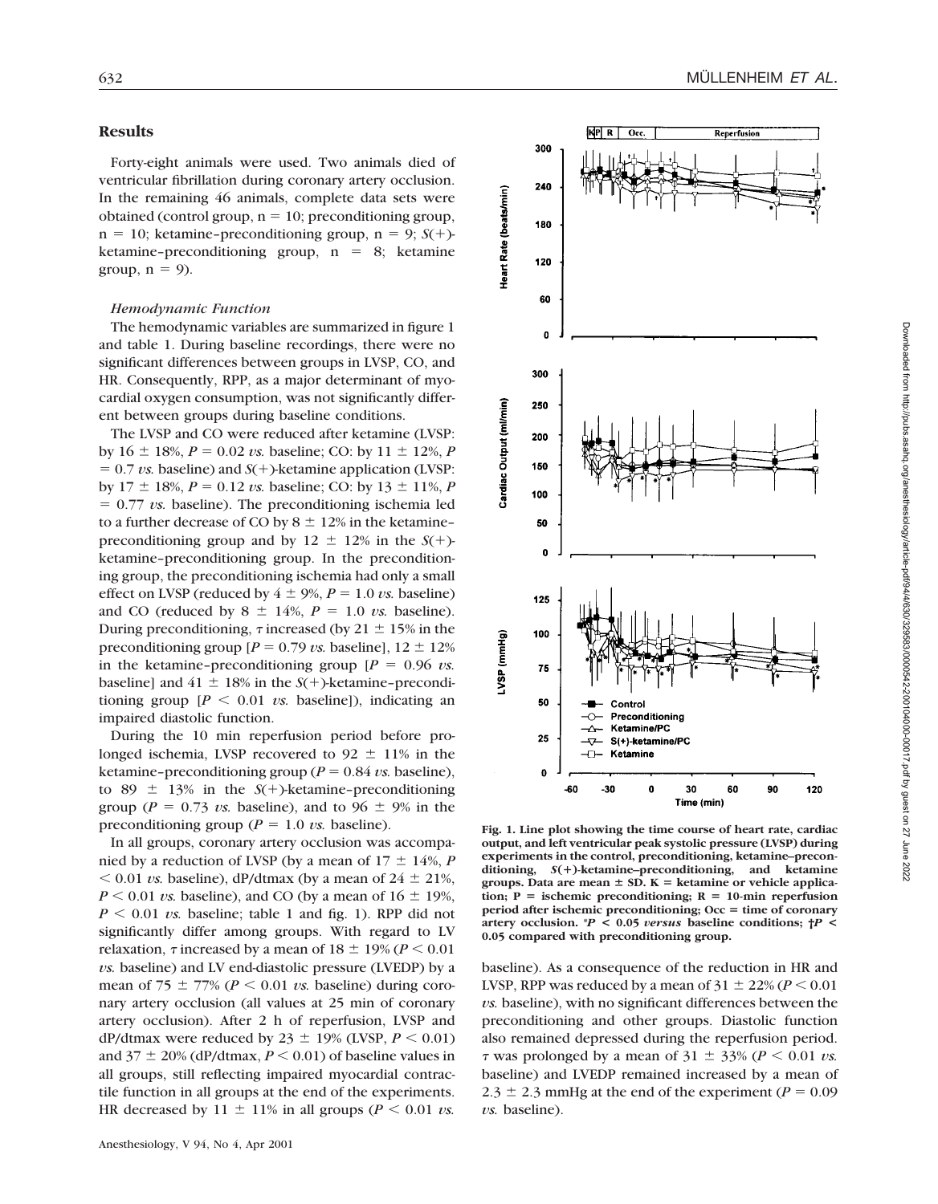## Results

Forty-eight animals were used. Two animals died of ventricular fibrillation during coronary artery occlusion. In the remaining 46 animals, complete data sets were obtained (control group, n = 10; preconditioning group, n = 10; ketamine–preconditioning group, n = 9; *S*(+)-ketamine–preconditioning group, n = 8; ketamine group, n = 9).

### *Hemodynamic Function*

The hemodynamic variables are summarized in figure 1 and table 1. During baseline recordings, there were no significant differences between groups in LVSP, CO, and HR. Consequently, RPP, as a major determinant of myocardial oxygen consumption, was not significantly different between groups during baseline conditions.

The LVSP and CO were reduced after ketamine (LVSP: by 16 ± 18%, $P = 0.02$ *vs.* baseline; CO: by 11 ± 12%, $P = 0.7$ *vs.* baseline) and *S*(+)-ketamine application (LVSP: by 17 ± 18%, $P = 0.12$ *vs.* baseline; CO: by 13 ± 11%, $P = 0.77$ *vs.* baseline). The preconditioning ischemia led to a further decrease of CO by 8 ± 12% in the ketamine–preconditioning group and by 12 ± 12% in the *S*(+)-ketamine–preconditioning group. In the preconditioning group, the preconditioning ischemia had only a small effect on LVSP (reduced by 4 ± 9%, $P = 1.0$ *vs.* baseline) and CO (reduced by 8 ± 14%, $P = 1.0$ *vs.* baseline). During preconditioning, $\tau$ increased (by 21 ± 15% in the preconditioning group [$P = 0.79$ *vs.* baseline], 12 ± 12% in the ketamine–preconditioning group [$P = 0.96$ *vs.* baseline] and 41 ± 18% in the *S*(+)-ketamine–preconditioning group [$P < 0.01$ *vs.* baseline]), indicating an impaired diastolic function.

During the 10 min reperfusion period before prolonged ischemia, LVSP recovered to 92 ± 11% in the ketamine–preconditioning group ($P = 0.84$ *vs.* baseline), to 89 ± 13% in the *S*(+)-ketamine–preconditioning group ($P = 0.73$ *vs.* baseline), and to 96 ± 9% in the preconditioning group ($P = 1.0$ *vs.* baseline).

In all groups, coronary artery occlusion was accompanied by a reduction of LVSP (by a mean of 17 ± 14%, $P < 0.01$ *vs.* baseline), dP/dtmax (by a mean of 24 ± 21%, $P < 0.01$ *vs.* baseline), and CO (by a mean of 16 ± 19%, $P < 0.01$ *vs.* baseline; table 1 and fig. 1). RPP did not significantly differ among groups. With regard to LV relaxation, $\tau$ increased by a mean of 18 ± 19% ($P < 0.01$ *vs.* baseline) and LV end-diastolic pressure (LVEDP) by a mean of 75 ± 77% ($P < 0.01$ *vs.* baseline) during coronary artery occlusion (all values at 25 min of coronary artery occlusion). After 2 h of reperfusion, LVSP and dP/dtmax were reduced by 23 ± 19% (LVSP, $P < 0.01$) and 37 ± 20% (dP/dtmax, $P < 0.01$) of baseline values in all groups, still reflecting impaired myocardial contractile function in all groups at the end of the experiments. HR decreased by 11 ± 11% in all groups ($P < 0.01$ *vs.* baseline). As a consequence of the reduction in HR and LVSP, RPP was reduced by a mean of 31 ± 22% ($P < 0.01$ *vs.* baseline), with no significant differences between the preconditioning and other groups. Diastolic function also remained depressed during the reperfusion period. $\tau$ was prolonged by a mean of 31 ± 33% ($P < 0.01$ *vs.* baseline) and LVEDP remained increased by a mean of 2.3 ± 2.3 mmHg at the end of the experiment ($P = 0.09$ *vs.* baseline).

**Fig. 1. Line plot showing the time course of heart rate, cardiac output, and left ventricular peak systolic pressure (LVSP) during experiments in the control, preconditioning, ketamine–preconditioning, *S*(+)-ketamine–preconditioning, and ketamine groups. Data are mean ± SD. K = ketamine or vehicle application; P = ischemic preconditioning; R = 10-min reperfusion period after ischemic preconditioning; Occ = time of coronary artery occlusion. \*$P < 0.05$ *versus* baseline conditions; †$P < 0.05$ compared with preconditioning group.**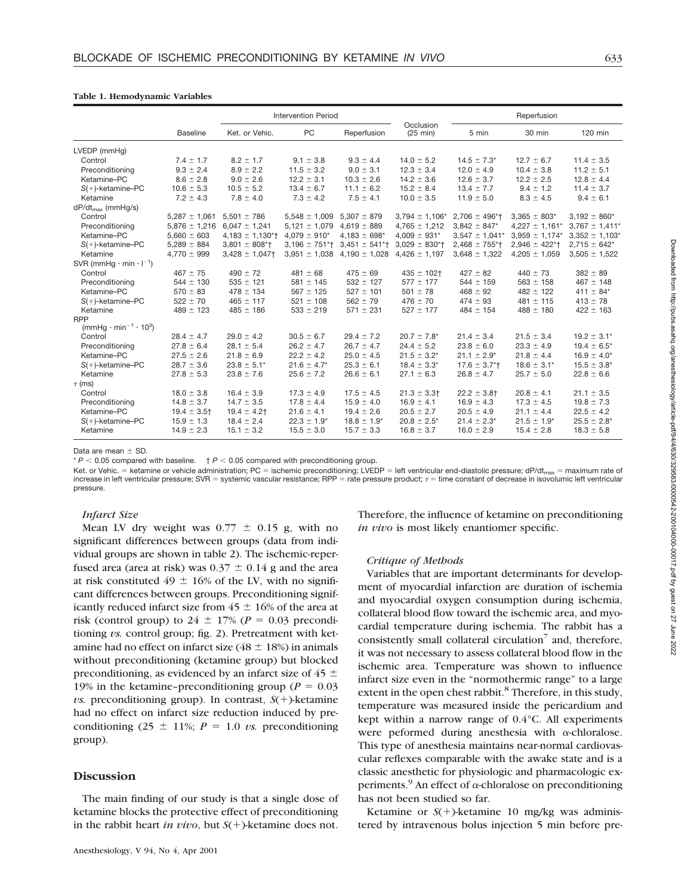**Table 1. Hemodynamic Variables**

| | Baseline | Intervention Period | | | Occlusion (25 min) | Reperfusion | | |
|---|---|---|---|---|---|---|---|---|
| | | Ket. or Vehic. | PC | Reperfusion | | 5 min | 30 min | 120 min |
| LVEDP (mmHg) | | | | | | | | |
| Control | 7.4 ± 1.7 | 8.2 ± 1.7 | 9.1 ± 3.8 | 9.3 ± 4.4 | 14.0 ± 5.2 | 14.5 ± 7.3* | 12.7 ± 6.7 | 11.4 ± 3.5 |
| Preconditioning | 9.3 ± 2.4 | 8.9 ± 2.2 | 11.5 ± 3.2 | 9.0 ± 3.1 | 12.3 ± 3.4 | 12.0 ± 4.9 | 10.4 ± 3.8 | 11.2 ± 5.1 |
| Ketamine–PC | 8.6 ± 2.8 | 9.0 ± 2.6 | 12.2 ± 3.1 | 10.3 ± 2.6 | 14.2 ± 3.6 | 12.6 ± 3.7 | 12.2 ± 2.5 | 12.8 ± 4.4 |
| S(+)-ketamine–PC | 10.6 ± 5.3 | 10.5 ± 5.2 | 13.4 ± 6.7 | 11.1 ± 6.2 | 15.2 ± 8.4 | 13.4 ± 7.7 | 9.4 ± 1.2 | 11.4 ± 3.7 |
| Ketamine | 7.2 ± 4.3 | 7.8 ± 4.0 | 7.3 ± 4.2 | 7.5 ± 4.1 | 10.0 ± 3.5 | 11.9 ± 5.0 | 8.3 ± 4.5 | 9.4 ± 6.1 |
| $dP/dt_{max}$ (mmHg/s) | | | | | | | | |
| Control | 5,287 ± 1,061 | 5,501 ± 786 | 5,548 ± 1,009 | 5,307 ± 879 | 3,794 ± 1,106* | 2,706 ± 496*† | 3,365 ± 803* | 3,192 ± 860* |
| Preconditioning | 5,876 ± 1,216 | 6,047 ± 1,241 | 5,121 ± 1,079 | 4,619 ± 889 | 4,765 ± 1,212 | 3,842 ± 847* | 4,227 ± 1,161* | 3,767 ± 1,411* |
| Ketamine–PC | 5,660 ± 603 | 4,183 ± 1,130*† | 4,079 ± 910* | 4,183 ± 698* | 4,009 ± 931* | 3,547 ± 1,041* | 3,959 ± 1,174* | 3,352 ± 1,103* |
| S(+)-ketamine–PC | 5,289 ± 884 | 3,801 ± 808*† | 3,196 ± 751*† | 3,451 ± 541*† | 3,029 ± 830*† | 2,468 ± 755*† | 2,946 ± 422*† | 2,715 ± 642* |
| Ketamine | 4,770 ± 999 | 3,428 ± 1,047† | 3,951 ± 1,038 | 4,190 ± 1,028 | 4,426 ± 1,197 | 3,648 ± 1,322 | 4,205 ± 1,059 | 3,505 ± 1,522 |
| SVR ($mmHg \cdot min \cdot l^{-1}$) | | | | | | | | |
| Control | 467 ± 75 | 490 ± 72 | 481 ± 68 | 475 ± 69 | 435 ± 102† | 427 ± 82 | 440 ± 73 | 382 ± 89 |
| Preconditioning | 544 ± 130 | 535 ± 121 | 581 ± 145 | 532 ± 127 | 577 ± 177 | 544 ± 159 | 563 ± 158 | 467 ± 148 |
| Ketamine–PC | 570 ± 83 | 478 ± 134 | 567 ± 125 | 527 ± 101 | 501 ± 78 | 468 ± 92 | 482 ± 122 | 411 ± 84* |
| S(+)-ketamine–PC | 522 ± 70 | 465 ± 117 | 521 ± 108 | 562 ± 79 | 476 ± 70 | 474 ± 93 | 481 ± 115 | 413 ± 78 |
| Ketamine | 489 ± 123 | 485 ± 186 | 533 ± 219 | 571 ± 231 | 527 ± 177 | 484 ± 154 | 488 ± 180 | 422 ± 163 |
| RPP ($mmHg \cdot min^{-1} \cdot 10^3$) | | | | | | | | |
| Control | 28.4 ± 4.7 | 29.0 ± 4.2 | 30.5 ± 6.7 | 29.4 ± 7.2 | 20.7 ± 7.8* | 21.4 ± 3.4 | 21.5 ± 3.4 | 19.2 ± 3.1* |
| Preconditioning | 27.8 ± 6.4 | 28.1 ± 5.4 | 26.2 ± 4.7 | 26.7 ± 4.7 | 24.4 ± 5.2 | 23.8 ± 6.0 | 23.3 ± 4.9 | 19.4 ± 6.5* |
| Ketamine–PC | 27.5 ± 2.6 | 21.8 ± 6.9 | 22.2 ± 4.2 | 25.0 ± 4.5 | 21.5 ± 3.2* | 21.1 ± 2.9* | 21.8 ± 4.4 | 16.9 ± 4.0* |
| S(+)-ketamine–PC | 28.7 ± 3.6 | 23.8 ± 5.1* | 21.6 ± 4.7* | 25.3 ± 6.1 | 18.4 ± 3.3* | 17.6 ± 3.7*† | 18.6 ± 3.1* | 15.5 ± 3.8* |
| Ketamine | 27.8 ± 5.3 | 23.8 ± 7.6 | 25.6 ± 7.2 | 26.6 ± 6.1 | 27.1 ± 6.3 | 26.8 ± 4.7 | 25.7 ± 5.0 | 22.8 ± 6.6 |
| $\tau$ (ms) | | | | | | | | |
| Control | 18.0 ± 3.8 | 16.4 ± 3.9 | 17.3 ± 4.9 | 17.5 ± 4.5 | 21.3 ± 3.3† | 22.2 ± 3.8† | 20.8 ± 4.1 | 21.1 ± 3.5 |
| Preconditioning | 14.8 ± 3.7 | 14.7 ± 3.5 | 17.8 ± 4.4 | 15.9 ± 4.0 | 16.9 ± 4.1 | 16.9 ± 4.3 | 17.3 ± 4.5 | 19.8 ± 7.3 |
| Ketamine–PC | 19.4 ± 3.5† | 19.4 ± 4.2† | 21.6 ± 4.1 | 19.4 ± 2.6 | 20.5 ± 2.7 | 20.5 ± 4.9 | 21.1 ± 4.4 | 22.5 ± 4.2 |
| S(+)-ketamine–PC | 15.9 ± 1.3 | 18.4 ± 2.4 | 22.3 ± 1.9* | 18.8 ± 1.9* | 20.8 ± 2.5* | 21.4 ± 2.3* | 21.5 ± 1.9* | 25.5 ± 2.8* |
| Ketamine | 14.9 ± 2.3 | 15.1 ± 3.2 | 15.5 ± 3.0 | 15.7 ± 3.3 | 16.8 ± 3.7 | 16.0 ± 2.9 | 15.4 ± 2.8 | 18.3 ± 5.8 |

Data are mean ± SD.

* $P < 0.05$ compared with baseline. † $P < 0.05$ compared with preconditioning group.

Ket. or Vehic. = ketamine or vehicle administration; PC = ischemic preconditioning; LVEDP = left ventricular end-diastolic pressure; $dP/dt_{max}$ = maximum rate of increase in left ventricular pressure; SVR = systemic vascular resistance; RPP = rate pressure product; $\tau$ = time constant of decrease in isovolumic left ventricular pressure.

### *Infarct Size*

Mean LV dry weight was 0.77 ± 0.15 g, with no significant differences between groups (data from individual groups are shown in table 2). The ischemic-reperfused area (area at risk) was 0.37 ± 0.14 g and the area at risk constituted 49 ± 16% of the LV, with no significant differences between groups. Preconditioning significantly reduced infarct size from 45 ± 16% of the area at risk (control group) to 24 ± 17% ($P = 0.03$ preconditioning *vs.* control group; fig. 2). Pretreatment with ketamine had no effect on infarct size (48 ± 18%) in animals without preconditioning (ketamine group) but blocked preconditioning, as evidenced by an infarct size of 45 ± 19% in the ketamine–preconditioning group ($P = 0.03$ *vs.* preconditioning group). In contrast, *S*(+)-ketamine had no effect on infarct size reduction induced by preconditioning (25 ± 11%; $P = 1.0$ *vs.* preconditioning group).

## Discussion

The main finding of our study is that a single dose of ketamine blocks the protective effect of preconditioning in the rabbit heart *in vivo*, but *S*(+)-ketamine does not. Therefore, the influence of ketamine on preconditioning *in vivo* is most likely enantiomer specific.

### *Critique of Methods*

Variables that are important determinants for development of myocardial infarction are duration of ischemia and myocardial oxygen consumption during ischemia, collateral blood flow toward the ischemic area, and myocardial temperature during ischemia. The rabbit has a consistently small collateral circulation[7] and, therefore, it was not necessary to assess collateral blood flow in the ischemic area. Temperature was shown to influence infarct size even in the "normothermic range" to a large extent in the open chest rabbit.[8] Therefore, in this study, temperature was measured inside the pericardium and kept within a narrow range of 0.4°C. All experiments were peformed during anesthesia with $\alpha$-chloralose. This type of anesthesia maintains near-normal cardiovascular reflexes comparable with the awake state and is a classic anesthetic for physiologic and pharmacologic experiments.[9] An effect of $\alpha$-chloralose on preconditioning has not been studied so far.

Ketamine or *S*(+)-ketamine 10 mg/kg was administered by intravenous bolus injection 5 min before pre-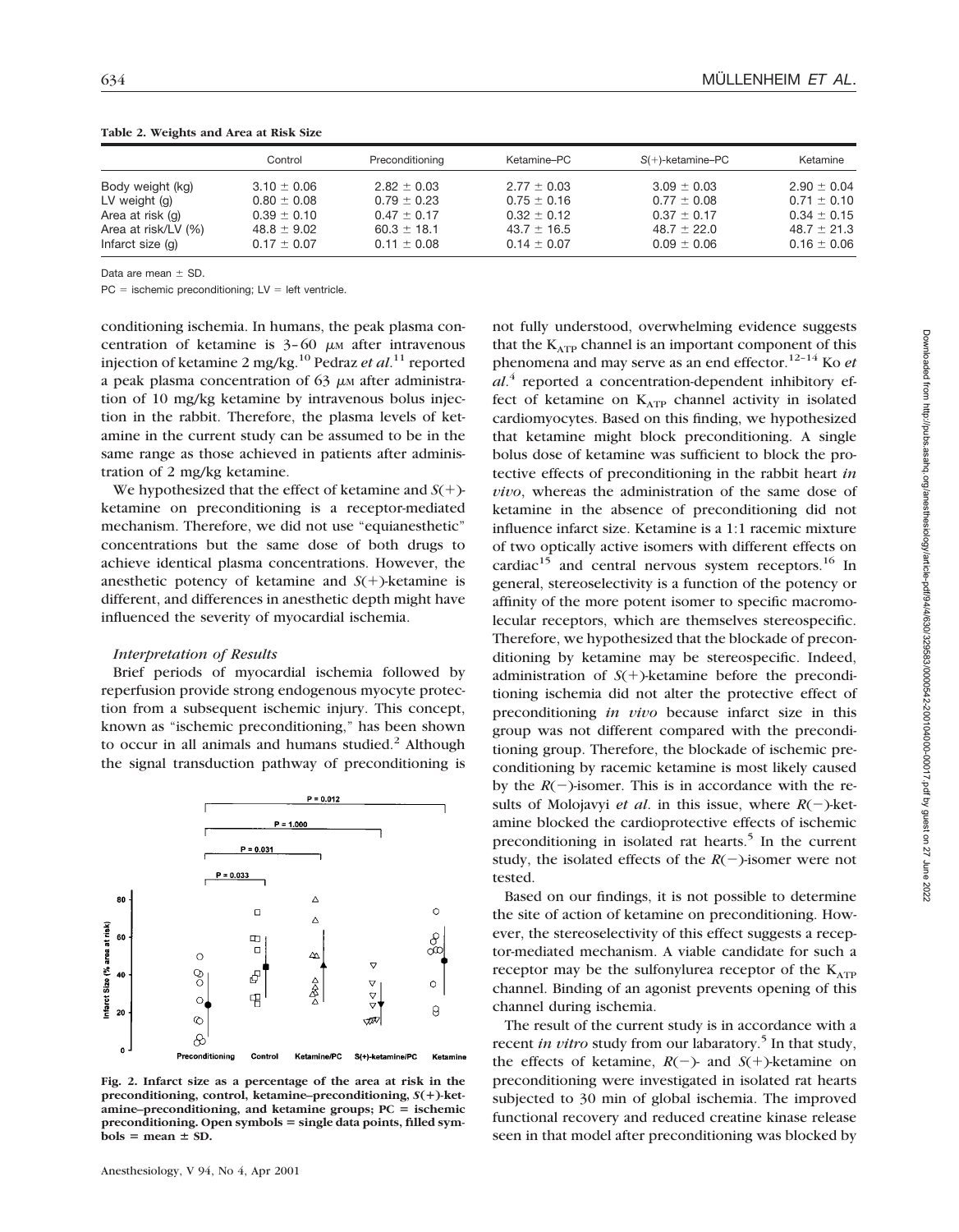**Table 2. Weights and Area at Risk Size**

| | Control | Preconditioning | Ketamine–PC | $S(+)$-ketamine–PC | Ketamine |
|---|---|---|---|---|---|
| Body weight (kg) | 3.10 ± 0.06 | 2.82 ± 0.03 | 2.77 ± 0.03 | 3.09 ± 0.03 | 2.90 ± 0.04 |
| LV weight (g) | 0.80 ± 0.08 | 0.79 ± 0.23 | 0.75 ± 0.16 | 0.77 ± 0.08 | 0.71 ± 0.10 |
| Area at risk (g) | 0.39 ± 0.10 | 0.47 ± 0.17 | 0.32 ± 0.12 | 0.37 ± 0.17 | 0.34 ± 0.15 |
| Area at risk/LV (%) | 48.8 ± 9.02 | 60.3 ± 18.1 | 43.7 ± 16.5 | 48.7 ± 22.0 | 48.7 ± 21.3 |
| Infarct size (g) | 0.17 ± 0.07 | 0.11 ± 0.08 | 0.14 ± 0.07 | 0.09 ± 0.06 | 0.16 ± 0.06 |

Data are mean ± SD.

PC = ischemic preconditioning; LV = left ventricle.

conditioning ischemia. In humans, the peak plasma concentration of ketamine is 3–60 μM after intravenous injection of ketamine 2 mg/kg.[10] Pedraz *et al*.[11] reported a peak plasma concentration of 63 μM after administration of 10 mg/kg ketamine by intravenous bolus injection in the rabbit. Therefore, the plasma levels of ketamine in the current study can be assumed to be in the same range as those achieved in patients after administration of 2 mg/kg ketamine.

We hypothesized that the effect of ketamine and $S(+)$-ketamine on preconditioning is a receptor-mediated mechanism. Therefore, we did not use "equianesthetic" concentrations but the same dose of both drugs to achieve identical plasma concentrations. However, the anesthetic potency of ketamine and $S(+)$-ketamine is different, and differences in anesthetic depth might have influenced the severity of myocardial ischemia.

### *Interpretation of Results*

Brief periods of myocardial ischemia followed by reperfusion provide strong endogenous myocyte protection from a subsequent ischemic injury. This concept, known as "ischemic preconditioning," has been shown to occur in all animals and humans studied.[2] Although the signal transduction pathway of preconditioning is not fully understood, overwhelming evidence suggests that the $K_{ATP}$ channel is an important component of this phenomena and may serve as an end effector.[12–14] Ko *et al*.[4] reported a concentration-dependent inhibitory effect of ketamine on $K_{ATP}$ channel activity in isolated cardiomyocytes. Based on this finding, we hypothesized that ketamine might block preconditioning. A single bolus dose of ketamine was sufficient to block the protective effects of preconditioning in the rabbit heart *in vivo*, whereas the administration of the same dose of ketamine in the absence of preconditioning did not influence infarct size. Ketamine is a 1:1 racemic mixture of two optically active isomers with different effects on cardiac[15] and central nervous system receptors.[16] In general, stereoselectivity is a function of the potency or affinity of the more potent isomer to specific macromolecular receptors, which are themselves stereospecific. Therefore, we hypothesized that the blockade of preconditioning by ketamine may be stereospecific. Indeed, administration of $S(+)$-ketamine before the preconditioning ischemia did not alter the protective effect of preconditioning *in vivo* because infarct size in this group was not different compared with the preconditioning group. Therefore, the blockade of ischemic preconditioning by racemic ketamine is most likely caused by the $R(-)$-isomer. This is in accordance with the results of Molojavyi *et al*. in this issue, where $R(-)$-ketamine blocked the cardioprotective effects of ischemic preconditioning in isolated rat hearts.[5] In the current study, the isolated effects of the $R(-)$-isomer were not tested.

Based on our findings, it is not possible to determine the site of action of ketamine on preconditioning. However, the stereoselectivity of this effect suggests a receptor-mediated mechanism. A viable candidate for such a receptor may be the sulfonylurea receptor of the $K_{ATP}$ channel. Binding of an agonist prevents opening of this channel during ischemia.

The result of the current study is in accordance with a recent *in vitro* study from our labaratory.[5] In that study, the effects of ketamine, $R(-)$- and $S(+)$-ketamine on preconditioning were investigated in isolated rat hearts subjected to 30 min of global ischemia. The improved functional recovery and reduced creatine kinase release seen in that model after preconditioning was blocked by

**Fig. 2. Infarct size as a percentage of the area at risk in the preconditioning, control, ketamine–preconditioning, $S(+)$-ketamine–preconditioning, and ketamine groups; PC = ischemic preconditioning. Open symbols = single data points, filled symbols = mean ± SD.**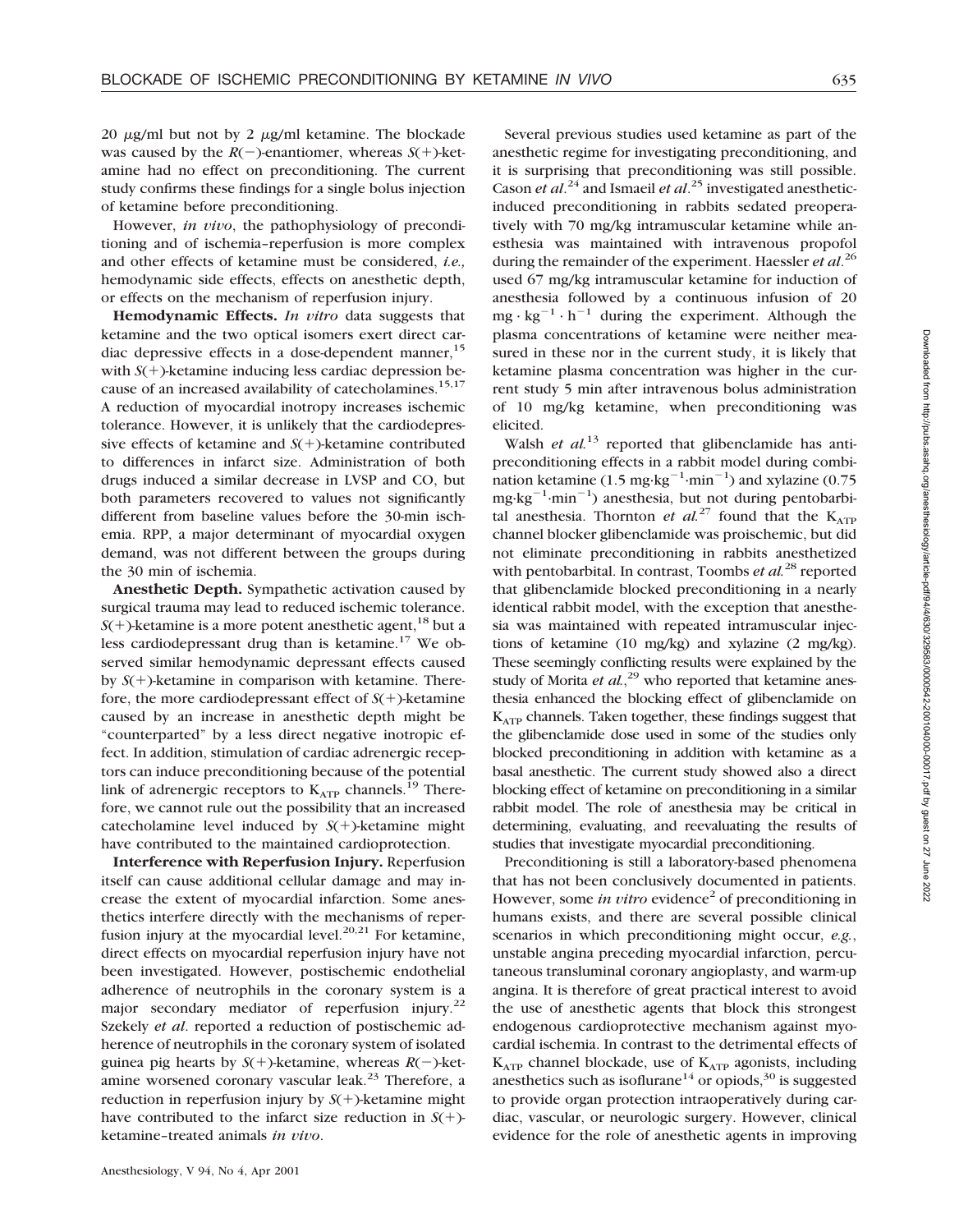20 μg/ml but not by 2 μg/ml ketamine. The blockade was caused by the *R*(−)-enantiomer, whereas *S*(+)-ketamine had no effect on preconditioning. The current study confirms these findings for a single bolus injection of ketamine before preconditioning.

However, *in vivo*, the pathophysiology of preconditioning and of ischemia–reperfusion is more complex and other effects of ketamine must be considered, *i.e.,* hemodynamic side effects, effects on anesthetic depth, or effects on the mechanism of reperfusion injury.

**Hemodynamic Effects.** *In vitro* data suggests that ketamine and the two optical isomers exert direct cardiac depressive effects in a dose-dependent manner,[15] with *S*(+)-ketamine inducing less cardiac depression because of an increased availability of catecholamines.[15,17] A reduction of myocardial inotropy increases ischemic tolerance. However, it is unlikely that the cardiodepressive effects of ketamine and *S*(+)-ketamine contributed to differences in infarct size. Administration of both drugs induced a similar decrease in LVSP and CO, but both parameters recovered to values not significantly different from baseline values before the 30-min ischemia. RPP, a major determinant of myocardial oxygen demand, was not different between the groups during the 30 min of ischemia.

**Anesthetic Depth.** Sympathetic activation caused by surgical trauma may lead to reduced ischemic tolerance. *S*(+)-ketamine is a more potent anesthetic agent,[18] but a less cardiodepressant drug than is ketamine.[17] We observed similar hemodynamic depressant effects caused by *S*(+)-ketamine in comparison with ketamine. Therefore, the more cardiodepressant effect of *S*(+)-ketamine caused by an increase in anesthetic depth might be "counterparted" by a less direct negative inotropic effect. In addition, stimulation of cardiac adrenergic receptors can induce preconditioning because of the potential link of adrenergic receptors to $K_{ATP}$ channels.[19] Therefore, we cannot rule out the possibility that an increased catecholamine level induced by *S*(+)-ketamine might have contributed to the maintained cardioprotection.

**Interference with Reperfusion Injury.** Reperfusion itself can cause additional cellular damage and may increase the extent of myocardial infarction. Some anesthetics interfere directly with the mechanisms of reperfusion injury at the myocardial level.[20,21] For ketamine, direct effects on myocardial reperfusion injury have not been investigated. However, postischemic endothelial adherence of neutrophils in the coronary system is a major secondary mediator of reperfusion injury.[22] Szekely *et al*. reported a reduction of postischemic adherence of neutrophils in the coronary system of isolated guinea pig hearts by *S*(+)-ketamine, whereas *R*(−)-ketamine worsened coronary vascular leak.[23] Therefore, a reduction in reperfusion injury by *S*(+)-ketamine might have contributed to the infarct size reduction in *S*(+)-ketamine–treated animals *in vivo*.

Several previous studies used ketamine as part of the anesthetic regime for investigating preconditioning, and it is surprising that preconditioning was still possible. Cason *et al*.[24] and Ismaeil *et al*.[25] investigated anesthetic-induced preconditioning in rabbits sedated preoperatively with 70 mg/kg intramuscular ketamine while anesthesia was maintained with intravenous propofol during the remainder of the experiment. Haessler *et al*.[26] used 67 mg/kg intramuscular ketamine for induction of anesthesia followed by a continuous infusion of 20 $mg \cdot kg^{-1} \cdot h^{-1}$ during the experiment. Although the plasma concentrations of ketamine were neither measured in these nor in the current study, it is likely that ketamine plasma concentration was higher in the current study 5 min after intravenous bolus administration of 10 mg/kg ketamine, when preconditioning was elicited.

Walsh *et al.*[13] reported that glibenclamide has antipreconditioning effects in a rabbit model during combination ketamine (1.5 $mg \cdot kg^{-1} \cdot min^{-1}$) and xylazine (0.75 $mg \cdot kg^{-1} \cdot min^{-1}$) anesthesia, but not during pentobarbital anesthesia. Thornton *et al.*[27] found that the $K_{ATP}$ channel blocker glibenclamide was proischemic, but did not eliminate preconditioning in rabbits anesthetized with pentobarbital. In contrast, Toombs *et al.*[28] reported that glibenclamide blocked preconditioning in a nearly identical rabbit model, with the exception that anesthesia was maintained with repeated intramuscular injections of ketamine (10 mg/kg) and xylazine (2 mg/kg). These seemingly conflicting results were explained by the study of Morita *et al.*,[29] who reported that ketamine anesthesia enhanced the blocking effect of glibenclamide on $K_{ATP}$ channels. Taken together, these findings suggest that the glibenclamide dose used in some of the studies only blocked preconditioning in addition with ketamine as a basal anesthetic. The current study showed also a direct blocking effect of ketamine on preconditioning in a similar rabbit model. The role of anesthesia may be critical in determining, evaluating, and reevaluating the results of studies that investigate myocardial preconditioning.

Preconditioning is still a laboratory-based phenomena that has not been conclusively documented in patients. However, some *in vitro* evidence[2] of preconditioning in humans exists, and there are several possible clinical scenarios in which preconditioning might occur, *e.g.*, unstable angina preceding myocardial infarction, percutaneous transluminal coronary angioplasty, and warm-up angina. It is therefore of great practical interest to avoid the use of anesthetic agents that block this strongest endogenous cardioprotective mechanism against myocardial ischemia. In contrast to the detrimental effects of $K_{ATP}$ channel blockade, use of $K_{ATP}$ agonists, including anesthetics such as isoflurane[14] or opiods,[30] is suggested to provide organ protection intraoperatively during cardiac, vascular, or neurologic surgery. However, clinical evidence for the role of anesthetic agents in improving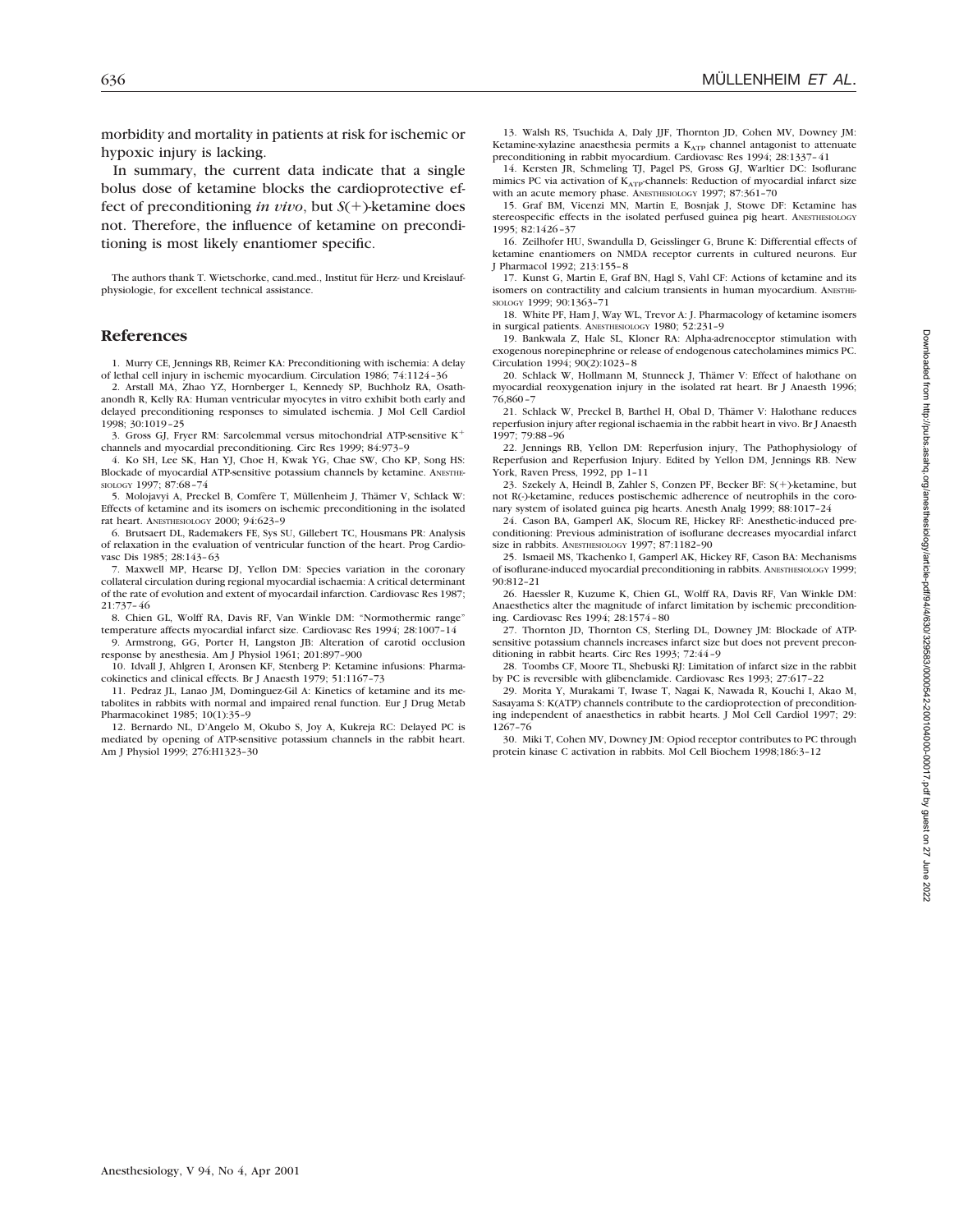morbidity and mortality in patients at risk for ischemic or hypoxic injury is lacking.

In summary, the current data indicate that a single bolus dose of ketamine blocks the cardioprotective effect of preconditioning *in vivo*, but *S*(+)-ketamine does not. Therefore, the influence of ketamine on preconditioning is most likely enantiomer specific.

The authors thank T. Wietschorke, cand.med., Institut für Herz- und Kreislaufphysiologie, for excellent technical assistance.

## References

1. Murry CE, Jennings RB, Reimer KA: Preconditioning with ischemia: A delay of lethal cell injury in ischemic myocardium. Circulation 1986; 74:1124–36
2. Arstall MA, Zhao YZ, Hornberger L, Kennedy SP, Buchholz RA, Osathanondh R, Kelly RA: Human ventricular myocytes in vitro exhibit both early and delayed preconditioning responses to simulated ischemia. J Mol Cell Cardiol 1998; 30:1019–25
3. Gross GJ, Fryer RM: Sarcolemmal versus mitochondrial ATP-sensitive $K^+$ channels and myocardial preconditioning. Circ Res 1999; 84:973–9
4. Ko SH, Lee SK, Han YJ, Choe H, Kwak YG, Chae SW, Cho KP, Song HS: Blockade of myocardial ATP-sensitive potassium channels by ketamine. Anesthesiology 1997; 87:68–74
5. Molojavyi A, Preckel B, Comfère T, Müllenheim J, Thämer V, Schlack W: Effects of ketamine and its isomers on ischemic preconditioning in the isolated rat heart. Anesthesiology 2000; 94:623–9
6. Brutsaert DL, Rademakers FE, Sys SU, Gillebert TC, Housmans PR: Analysis of relaxation in the evaluation of ventricular function of the heart. Prog Cardiovasc Dis 1985; 28:143–63
7. Maxwell MP, Hearse DJ, Yellon DM: Species variation in the coronary collateral circulation during regional myocardial ischaemia: A critical determinant of the rate of evolution and extent of myocardail infarction. Cardiovasc Res 1987; 21:737–46
8. Chien GL, Wolff RA, Davis RF, Van Winkle DM: "Normothermic range" temperature affects myocardial infarct size. Cardiovasc Res 1994; 28:1007–14
9. Armstrong, GG, Porter H, Langston JB: Alteration of carotid occlusion response by anesthesia. Am J Physiol 1961; 201:897–900
10. Idvall J, Ahlgren I, Aronsen KF, Stenberg P: Ketamine infusions: Pharmacokinetics and clinical effects. Br J Anaesth 1979; 51:1167–73
11. Pedraz JL, Lanao JM, Dominguez-Gil A: Kinetics of ketamine and its metabolites in rabbits with normal and impaired renal function. Eur J Drug Metab Pharmacokinet 1985; 10(1):35–9
12. Bernardo NL, D'Angelo M, Okubo S, Joy A, Kukreja RC: Delayed PC is mediated by opening of ATP-sensitive potassium channels in the rabbit heart. Am J Physiol 1999; 276:H1323–30
13. Walsh RS, Tsuchida A, Daly JJF, Thornton JD, Cohen MV, Downey JM: Ketamine-xylazine anaesthesia permits a $K_{ATP}$ channel antagonist to attenuate preconditioning in rabbit myocardium. Cardiovasc Res 1994; 28:1337–41
14. Kersten JR, Schmeling TJ, Pagel PS, Gross GJ, Warltier DC: Isoflurane mimics PC via activation of $K_{ATP}$-channels: Reduction of myocardial infarct size with an acute memory phase. Anesthesiology 1997; 87:361–70
15. Graf BM, Vicenzi MN, Martin E, Bosnjak J, Stowe DF: Ketamine has stereospecific effects in the isolated perfused guinea pig heart. Anesthesiology 1995; 82:1426–37
16. Zeilhofer HU, Swandulla D, Geisslinger G, Brune K: Differential effects of ketamine enantiomers on NMDA receptor currents in cultured neurons. Eur J Pharmacol 1992; 213:155–8
17. Kunst G, Martin E, Graf BN, Hagl S, Vahl CF: Actions of ketamine and its isomers on contractility and calcium transients in human myocardium. Anesthesiology 1999; 90:1363–71
18. White PF, Ham J, Way WL, Trevor A: J. Pharmacology of ketamine isomers in surgical patients. Anesthesiology 1980; 52:231–9
19. Bankwala Z, Hale SL, Kloner RA: Alpha-adrenoceptor stimulation with exogenous norepinephrine or release of endogenous catecholamines mimics PC. Circulation 1994; 90(2):1023–8
20. Schlack W, Hollmann M, Stunneck J, Thämer V: Effect of halothane on myocardial reoxygenation injury in the isolated rat heart. Br J Anaesth 1996; 76,860–7
21. Schlack W, Preckel B, Barthel H, Obal D, Thämer V: Halothane reduces reperfusion injury after regional ischaemia in the rabbit heart in vivo. Br J Anaesth 1997; 79:88–96
22. Jennings RB, Yellon DM: Reperfusion injury, The Pathophysiology of Reperfusion and Reperfusion Injury. Edited by Yellon DM, Jennings RB. New York, Raven Press, 1992, pp 1–11
23. Szekely A, Heindl B, Zahler S, Conzen PF, Becker BF: S(+)-ketamine, but not R(-)-ketamine, reduces postischemic adherence of neutrophils in the coronary system of isolated guinea pig hearts. Anesth Analg 1999; 88:1017–24
24. Cason BA, Gamperl AK, Slocum RE, Hickey RF: Anesthetic-induced preconditioning: Previous administration of isoflurane decreases myocardial infarct size in rabbits. Anesthesiology 1997; 87:1182–90
25. Ismaeil MS, Tkachenko I, Gamperl AK, Hickey RF, Cason BA: Mechanisms of isoflurane-induced myocardial preconditioning in rabbits. Anesthesiology 1999; 90:812–21
26. Haessler R, Kuzume K, Chien GL, Wolff RA, Davis RF, Van Winkle DM: Anaesthetics alter the magnitude of infarct limitation by ischaemic preconditioning. Cardiovasc Res 1994; 28:1574–80
27. Thornton JD, Thornton CS, Sterling DL, Downey JM: Blockade of ATP-sensitive potassium channels increases infarct size but does not prevent preconditioning in rabbit hearts. Circ Res 1993; 72:44–9
28. Toombs CF, Moore TL, Shebuski RJ: Limitation of infarct size in the rabbit by PC is reversible with glibenclamide. Cardiovasc Res 1993; 27:617–22
29. Morita Y, Murakami T, Iwase T, Nagai K, Nawada R, Kouchi I, Akao M, Sasayama S: K(ATP) channels contribute to the cardioprotection of preconditioning independent of anaesthetics in rabbit hearts. J Mol Cell Cardiol 1997; 29:1267–76
30. Miki T, Cohen MV, Downey JM: Opiod receptor contributes to PC through protein kinase C activation in rabbits. Mol Cell Biochem 1998;186:3–12